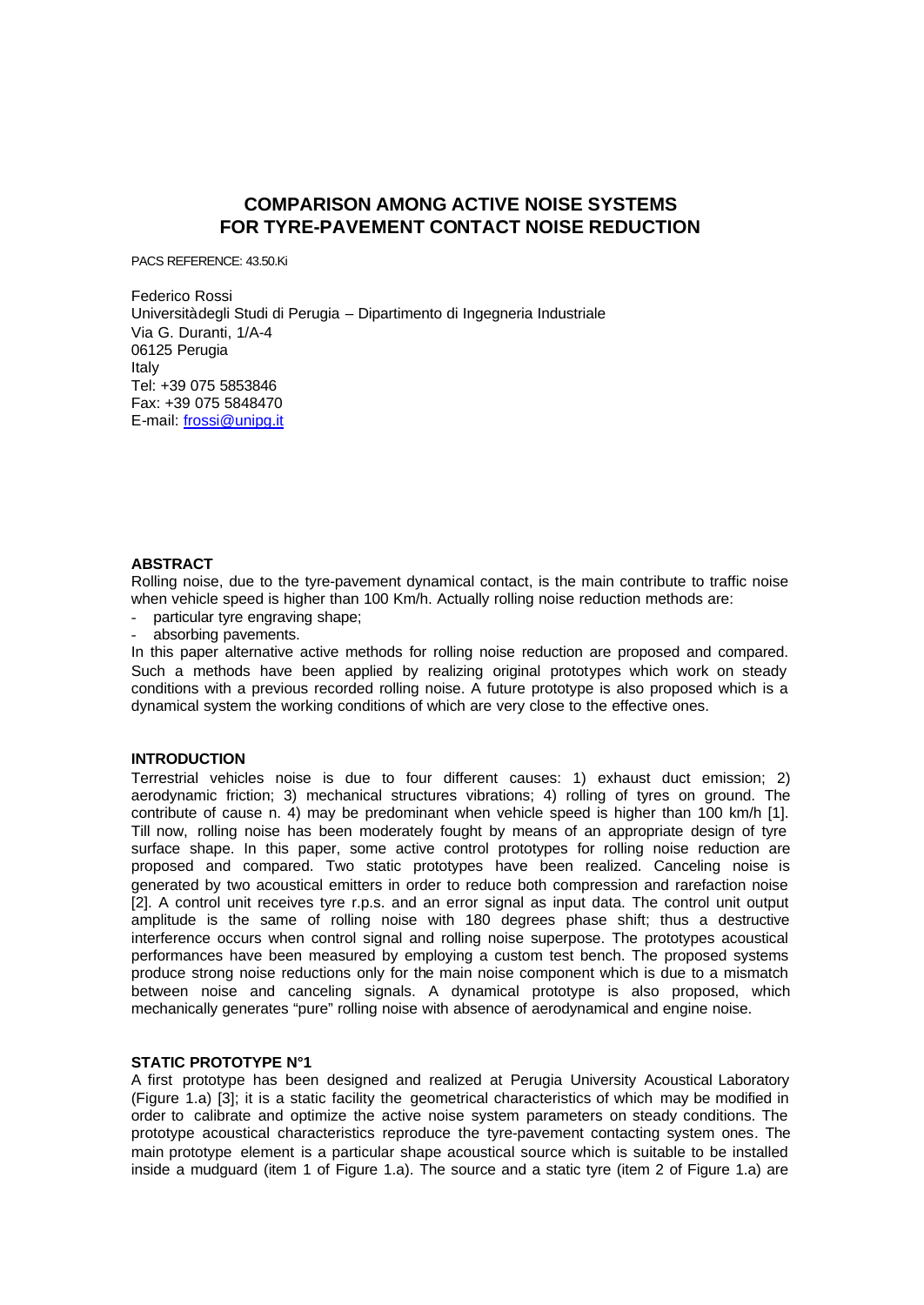# COMPARISON AMONG ACTIVE NOISE SYSTEMS FOR TYRE-PAVEMENT CONTACT NOISE REDUCTION

PACS REFERENCE: 43.50.Ki

Federico Rossi
Universitàdegli Studi di Perugia – Dipartimento di Ingegneria Industriale
Via G. Duranti, 1/A-4
06125 Perugia
Italy
Tel: +39 075 5853846
Fax: +39 075 5848470
E-mail: frossi@unipg.it

## ABSTRACT

Rolling noise, due to the tyre-pavement dynamical contact, is the main contribute to traffic noise when vehicle speed is higher than 100 Km/h. Actually rolling noise reduction methods are:

- particular tyre engraving shape;
- absorbing pavements.

In this paper alternative active methods for rolling noise reduction are proposed and compared. Such a methods have been applied by realizing original prototypes which work on steady conditions with a previous recorded rolling noise. A future prototype is also proposed which is a dynamical system the working conditions of which are very close to the effective ones.

## INTRODUCTION

Terrestrial vehicles noise is due to four different causes: 1) exhaust duct emission; 2) aerodynamic friction; 3) mechanical structures vibrations; 4) rolling of tyres on ground. The contribute of cause n. 4) may be predominant when vehicle speed is higher than 100 km/h [1]. Till now, rolling noise has been moderately fought by means of an appropriate design of tyre surface shape. In this paper, some active control prototypes for rolling noise reduction are proposed and compared. Two static prototypes have been realized. Canceling noise is generated by two acoustical emitters in order to reduce both compression and rarefaction noise [2]. A control unit receives tyre r.p.s. and an error signal as input data. The control unit output amplitude is the same of rolling noise with 180 degrees phase shift; thus a destructive interference occurs when control signal and rolling noise superpose. The prototypes acoustical performances have been measured by employing a custom test bench. The proposed systems produce strong noise reductions only for the main noise component which is due to a mismatch between noise and canceling signals. A dynamical prototype is also proposed, which mechanically generates "pure" rolling noise with absence of aerodynamical and engine noise.

## STATIC PROTOTYPE N°1

A first prototype has been designed and realized at Perugia University Acoustical Laboratory (Figure 1.a) [3]; it is a static facility the geometrical characteristics of which may be modified in order to calibrate and optimize the active noise system parameters on steady conditions. The prototype acoustical characteristics reproduce the tyre-pavement contacting system ones. The main prototype element is a particular shape acoustical source which is suitable to be installed inside a mudguard (item 1 of Figure 1.a). The source and a static tyre (item 2 of Figure 1.a) are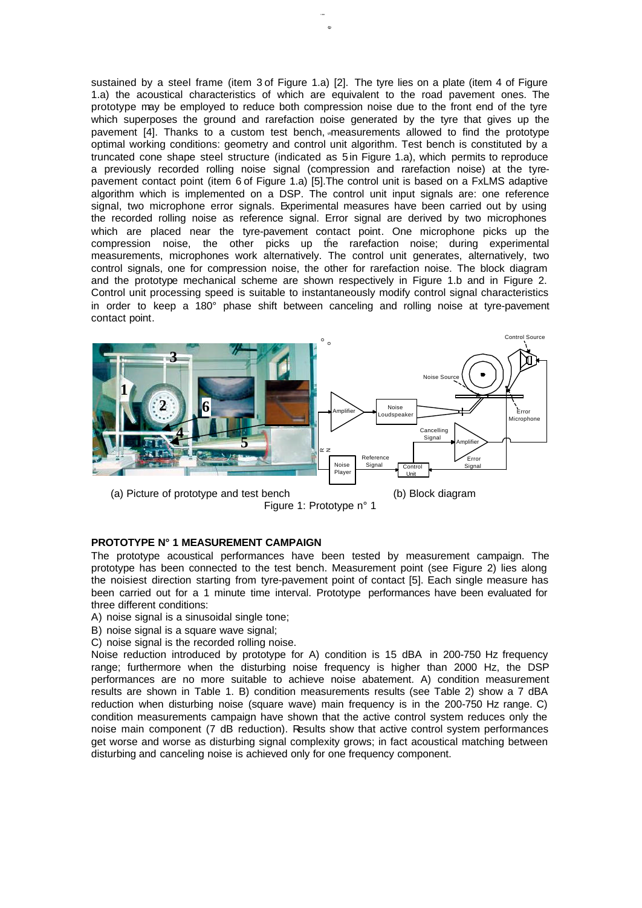sustained by a steel frame (item 3 of Figure 1.a) [2]. The tyre lies on a plate (item 4 of Figure 1.a) the acoustical characteristics of which are equivalent to the road pavement ones. The prototype may be employed to reduce both compression noise due to the front end of the tyre which superposes the ground and rarefaction noise generated by the tyre that gives up the pavement [4]. Thanks to a custom test bench, measurements allowed to find the prototype optimal working conditions: geometry and control unit algorithm. Test bench is constituted by a truncated cone shape steel structure (indicated as 5 in Figure 1.a), which permits to reproduce a previously recorded rolling noise signal (compression and rarefaction noise) at the tyre-pavement contact point (item 6 of Figure 1.a) [5].The control unit is based on a FxLMS adaptive algorithm which is implemented on a DSP. The control unit input signals are: one reference signal, two microphone error signals. Experimental measures have been carried out by using the recorded rolling noise as reference signal. Error signal are derived by two microphones which are placed near the tyre-pavement contact point. One microphone picks up the compression noise, the other picks up the rarefaction noise; during experimental measurements, microphones work alternatively. The control unit generates, alternatively, two control signals, one for compression noise, the other for rarefaction noise. The block diagram and the prototype mechanical scheme are shown respectively in Figure 1.b and in Figure 2. Control unit processing speed is suitable to instantaneously modify control signal characteristics in order to keep a 180° phase shift between canceling and rolling noise at tyre-pavement contact point.

(a) Picture of prototype and test bench (b) Block diagram

Figure 1: Prototype n° 1

**PROTOTYPE N° 1 MEASUREMENT CAMPAIGN**

The prototype acoustical performances have been tested by measurement campaign. The prototype has been connected to the test bench. Measurement point (see Figure 2) lies along the noisiest direction starting from tyre-pavement point of contact [5]. Each single measure has been carried out for a 1 minute time interval. Prototype performances have been evaluated for three different conditions:

A) noise signal is a sinusoidal single tone;

B) noise signal is a square wave signal;

C) noise signal is the recorded rolling noise.

Noise reduction introduced by prototype for A) condition is 15 dBA in 200-750 Hz frequency range; furthermore when the disturbing noise frequency is higher than 2000 Hz, the DSP performances are no more suitable to achieve noise abatement. A) condition measurement results are shown in Table 1. B) condition measurements results (see Table 2) show a 7 dBA reduction when disturbing noise (square wave) main frequency is in the 200-750 Hz range. C) condition measurements campaign have shown that the active control system reduces only the noise main component (7 dB reduction). Results show that the active control system performances get worse and worse as disturbing signal complexity grows; in fact acoustical matching between disturbing and canceling noise is achieved only for one frequency component.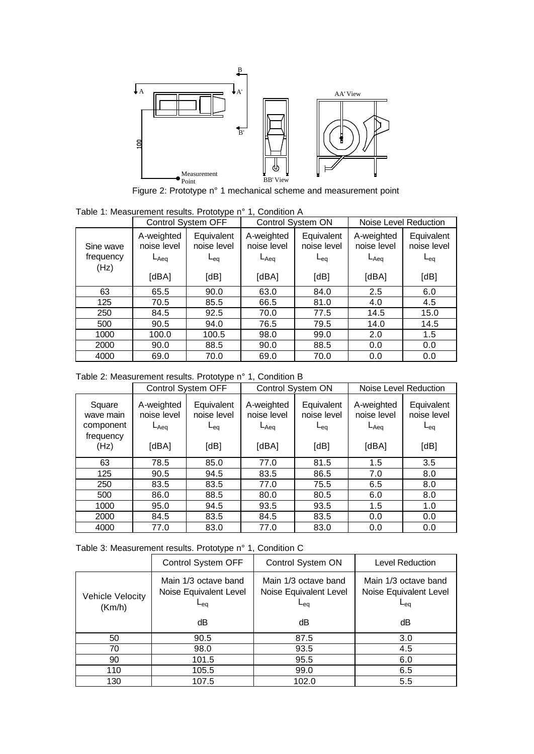Figure 2: Prototype n° 1 mechanical scheme and measurement point

Table 1: Measurement results. Prototype n° 1, Condition A

| | Control System OFF | | Control System ON | | Noise Level Reduction | |
|---|---|---|---|---|---|---|
| Sine wave frequency (Hz) | A-weighted noise level $L_{Aeq}$ [dBA] | Equivalent noise level $L_{eq}$ [dB] | A-weighted noise level $L_{Aeq}$ [dBA] | Equivalent noise level $L_{eq}$ [dB] | A-weighted noise level $L_{Aeq}$ [dBA] | Equivalent noise level $L_{eq}$ [dB] |
| 63 | 65.5 | 90.0 | 63.0 | 84.0 | 2.5 | 6.0 |
| 125 | 70.5 | 85.5 | 66.5 | 81.0 | 4.0 | 4.5 |
| 250 | 84.5 | 92.5 | 70.0 | 77.5 | 14.5 | 15.0 |
| 500 | 90.5 | 94.0 | 76.5 | 79.5 | 14.0 | 14.5 |
| 1000 | 100.0 | 100.5 | 98.0 | 99.0 | 2.0 | 1.5 |
| 2000 | 90.0 | 88.5 | 90.0 | 88.5 | 0.0 | 0.0 |
| 4000 | 69.0 | 70.0 | 69.0 | 70.0 | 0.0 | 0.0 |

Table 2: Measurement results. Prototype n° 1, Condition B

| | Control System OFF | | Control System ON | | Noise Level Reduction | |
|---|---|---|---|---|---|---|
| Square wave main component frequency (Hz) | A-weighted noise level $L_{Aeq}$ [dBA] | Equivalent noise level $L_{eq}$ [dB] | A-weighted noise level $L_{Aeq}$ [dBA] | Equivalent noise level $L_{eq}$ [dB] | A-weighted noise level $L_{Aeq}$ [dBA] | Equivalent noise level $L_{eq}$ [dB] |
| 63 | 78.5 | 85.0 | 77.0 | 81.5 | 1.5 | 3.5 |
| 125 | 90.5 | 94.5 | 83.5 | 86.5 | 7.0 | 8.0 |
| 250 | 83.5 | 83.5 | 77.0 | 75.5 | 6.5 | 8.0 |
| 500 | 86.0 | 88.5 | 80.0 | 80.5 | 6.0 | 8.0 |
| 1000 | 95.0 | 94.5 | 93.5 | 93.5 | 1.5 | 1.0 |
| 2000 | 84.5 | 83.5 | 84.5 | 83.5 | 0.0 | 0.0 |
| 4000 | 77.0 | 83.0 | 77.0 | 83.0 | 0.0 | 0.0 |

Table 3: Measurement results. Prototype n° 1, Condition C

| | Control System OFF | Control System ON | Level Reduction |
|---|---|---|---|
| Vehicle Velocity (Km/h) | Main 1/3 octave band Noise Equivalent Level $L_{eq}$ dB | Main 1/3 octave band Noise Equivalent Level $L_{eq}$ dB | Main 1/3 octave band Noise Equivalent Level $L_{eq}$ dB |
| 50 | 90.5 | 87.5 | 3.0 |
| 70 | 98.0 | 93.5 | 4.5 |
| 90 | 101.5 | 95.5 | 6.0 |
| 110 | 105.5 | 99.0 | 6.5 |
| 130 | 107.5 | 102.0 | 5.5 |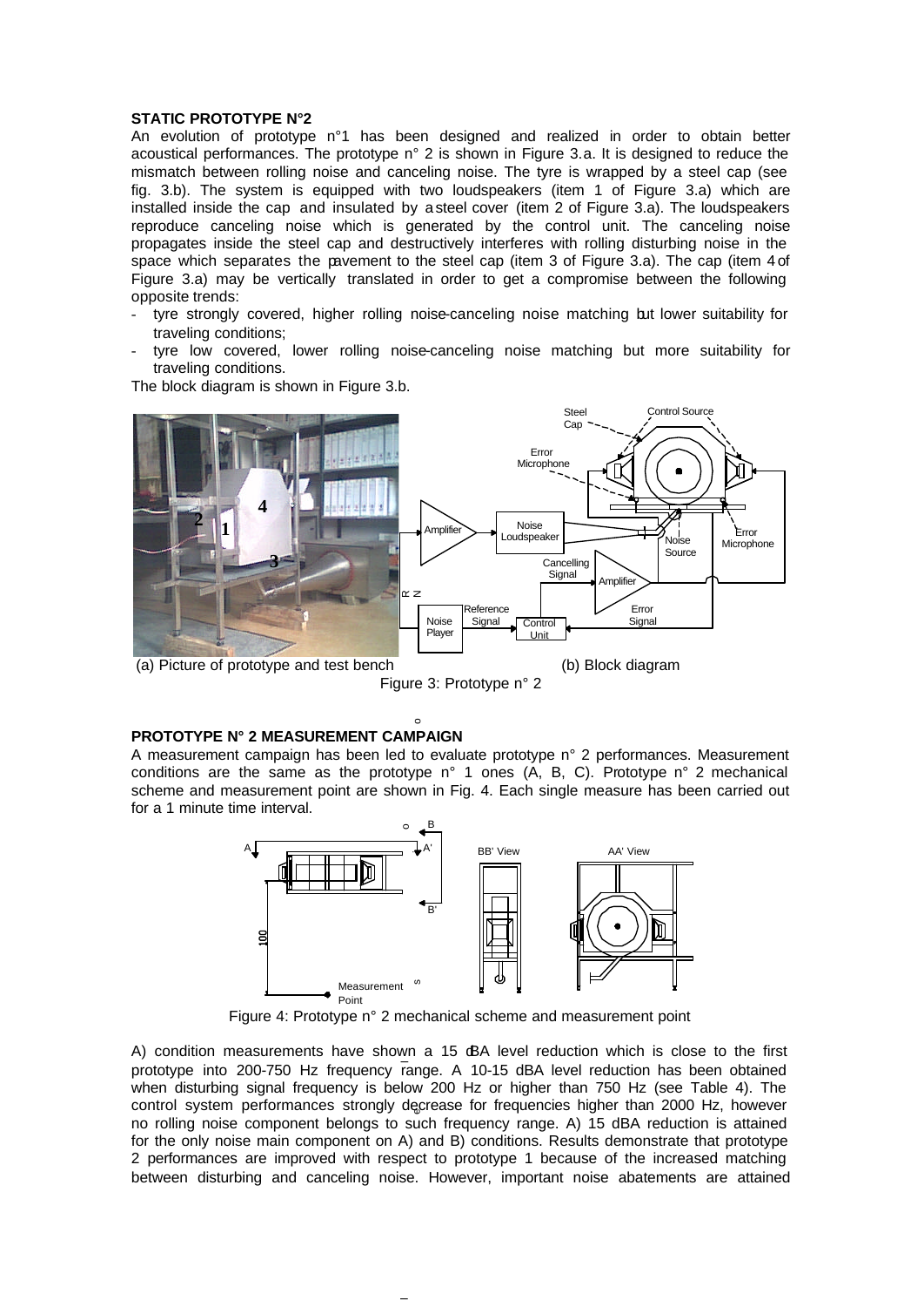**STATIC PROTOTYPE N°2**

An evolution of prototype n°1 has been designed and realized in order to obtain better acoustical performances. The prototype n° 2 is shown in Figure 3.a. It is designed to reduce the mismatch between rolling noise and canceling noise. The tyre is wrapped by a steel cap (see fig. 3.b). The system is equipped with two loudspeakers (item 1 of Figure 3.a) which are installed inside the cap and insulated by a steel cover (item 2 of Figure 3.a). The loudspeakers reproduce canceling noise which is generated by the control unit. The canceling noise propagates inside the steel cap and destructively interferes with rolling disturbing noise in the space which separates the pavement to the steel cap (item 3 of Figure 3.a). The cap (item 4 of Figure 3.a) may be vertically translated in order to get a compromise between the following opposite trends:

- tyre strongly covered, higher rolling noise-canceling noise matching but lower suitability for traveling conditions;
- tyre low covered, lower rolling noise-canceling noise matching but more suitability for traveling conditions.

The block diagram is shown in Figure 3.b.

(a) Picture of prototype and test bench (b) Block diagram

Figure 3: Prototype n° 2

**PROTOTYPE N° 2 MEASUREMENT CAMPAIGN**

A measurement campaign has been led to evaluate prototype n° 2 performances. Measurement conditions are the same as the prototype n° 1 ones (A, B, C). Prototype n° 2 mechanical scheme and measurement point are shown in Fig. 4. Each single measure has been carried out for a 1 minute time interval.

Figure 4: Prototype n° 2 mechanical scheme and measurement point

A) condition measurements have shown a 15 dBA level reduction which is close to the first prototype into 200-750 Hz frequency range. A 10-15 dBA level reduction has been obtained when disturbing signal frequency is below 200 Hz or higher than 750 Hz (see Table 4). The control system performances strongly decrease for frequencies higher than 2000 Hz, however no rolling noise component belongs to such frequency range. A) 15 dBA reduction is attained for the only noise main component on A) and B) conditions. Results demonstrate that prototype 2 performances are improved with respect to prototype 1 because of the increased matching between disturbing and canceling noise. However, important noise abatements are attained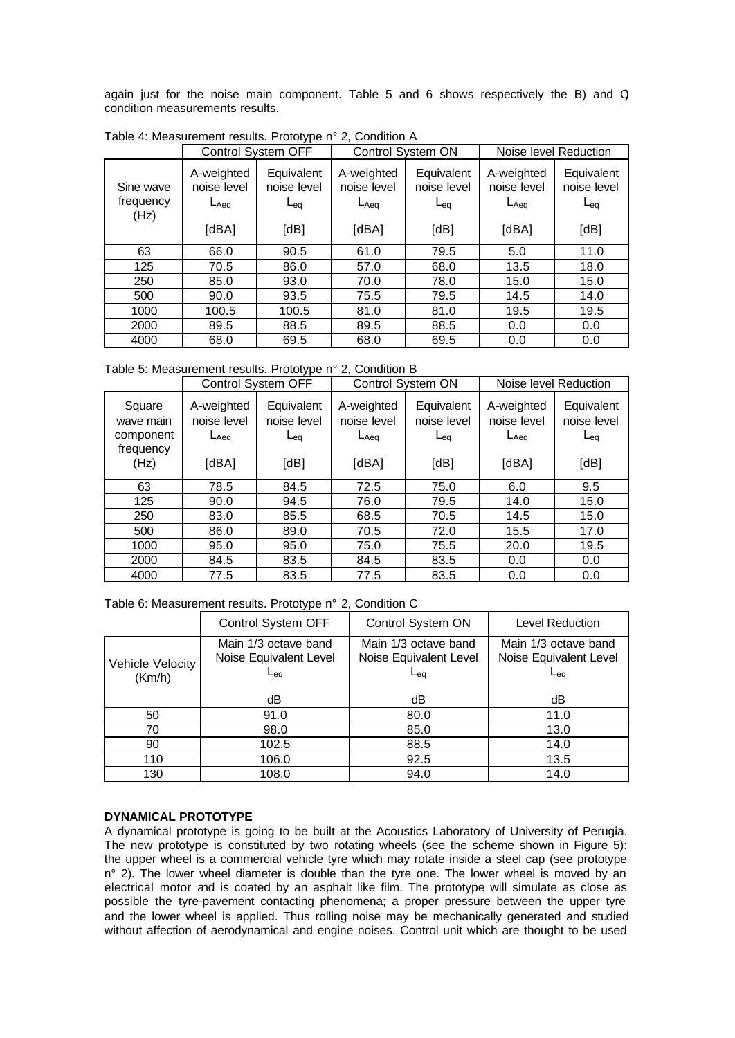again just for the noise main component. Table 5 and 6 shows respectively the B) and C) condition measurements results.

Table 4: Measurement results. Prototype n° 2, Condition A

| | Control System OFF | | Control System ON | | Noise level Reduction | |
|---|---|---|---|---|---|---|
| Sine wave frequency (Hz) | A-weighted noise level $L_{Aeq}$ [dBA] | Equivalent noise level $L_{eq}$ [dB] | A-weighted noise level $L_{Aeq}$ [dBA] | Equivalent noise level $L_{eq}$ [dB] | A-weighted noise level $L_{Aeq}$ [dBA] | Equivalent noise level $L_{eq}$ [dB] |
| 63 | 66.0 | 90.5 | 61.0 | 79.5 | 5.0 | 11.0 |
| 125 | 70.5 | 86.0 | 57.0 | 68.0 | 13.5 | 18.0 |
| 250 | 85.0 | 93.0 | 70.0 | 78.0 | 15.0 | 15.0 |
| 500 | 90.0 | 93.5 | 75.5 | 79.5 | 14.5 | 14.0 |
| 1000 | 100.5 | 100.5 | 81.0 | 81.0 | 19.5 | 19.5 |
| 2000 | 89.5 | 88.5 | 89.5 | 88.5 | 0.0 | 0.0 |
| 4000 | 68.0 | 69.5 | 68.0 | 69.5 | 0.0 | 0.0 |

Table 5: Measurement results. Prototype n° 2, Condition B

| | Control System OFF | | Control System ON | | Noise level Reduction | |
|---|---|---|---|---|---|---|
| Square wave main component frequency (Hz) | A-weighted noise level $L_{Aeq}$ [dBA] | Equivalent noise level $L_{eq}$ [dB] | A-weighted noise level $L_{Aeq}$ [dBA] | Equivalent noise level $L_{eq}$ [dB] | A-weighted noise level $L_{Aeq}$ [dBA] | Equivalent noise level $L_{eq}$ [dB] |
| 63 | 78.5 | 84.5 | 72.5 | 75.0 | 6.0 | 9.5 |
| 125 | 90.0 | 94.5 | 76.0 | 79.5 | 14.0 | 15.0 |
| 250 | 83.0 | 85.5 | 68.5 | 70.5 | 14.5 | 15.0 |
| 500 | 86.0 | 89.0 | 70.5 | 72.0 | 15.5 | 17.0 |
| 1000 | 95.0 | 95.0 | 75.0 | 75.5 | 20.0 | 19.5 |
| 2000 | 84.5 | 83.5 | 84.5 | 83.5 | 0.0 | 0.0 |
| 4000 | 77.5 | 83.5 | 77.5 | 83.5 | 0.0 | 0.0 |

Table 6: Measurement results. Prototype n° 2, Condition C

| | Control System OFF | Control System ON | Level Reduction |
|---|---|---|---|
| Vehicle Velocity (Km/h) | Main 1/3 octave band Noise Equivalent Level $L_{eq}$ dB | Main 1/3 octave band Noise Equivalent Level $L_{eq}$ dB | Main 1/3 octave band Noise Equivalent Level $L_{eq}$ dB |
| 50 | 91.0 | 80.0 | 11.0 |
| 70 | 98.0 | 85.0 | 13.0 |
| 90 | 102.5 | 88.5 | 14.0 |
| 110 | 106.0 | 92.5 | 13.5 |
| 130 | 108.0 | 94.0 | 14.0 |

**DYNAMICAL PROTOTYPE**

A dynamical prototype is going to be built at the Acoustics Laboratory of University of Perugia. The new prototype is constituted by two rotating wheels (see the scheme shown in Figure 5): the upper wheel is a commercial vehicle tyre which may rotate inside a steel cap (see prototype n° 2). The lower wheel diameter is double than the tyre one. The lower wheel is moved by an electrical motor and is coated by an asphalt like film. The prototype will simulate as close as possible the tyre-pavement contacting phenomena; a proper pressure between the upper tyre and the lower wheel is applied. Thus rolling noise may be mechanically generated and studied without affection of aerodynamical and engine noises. Control unit which are thought to be used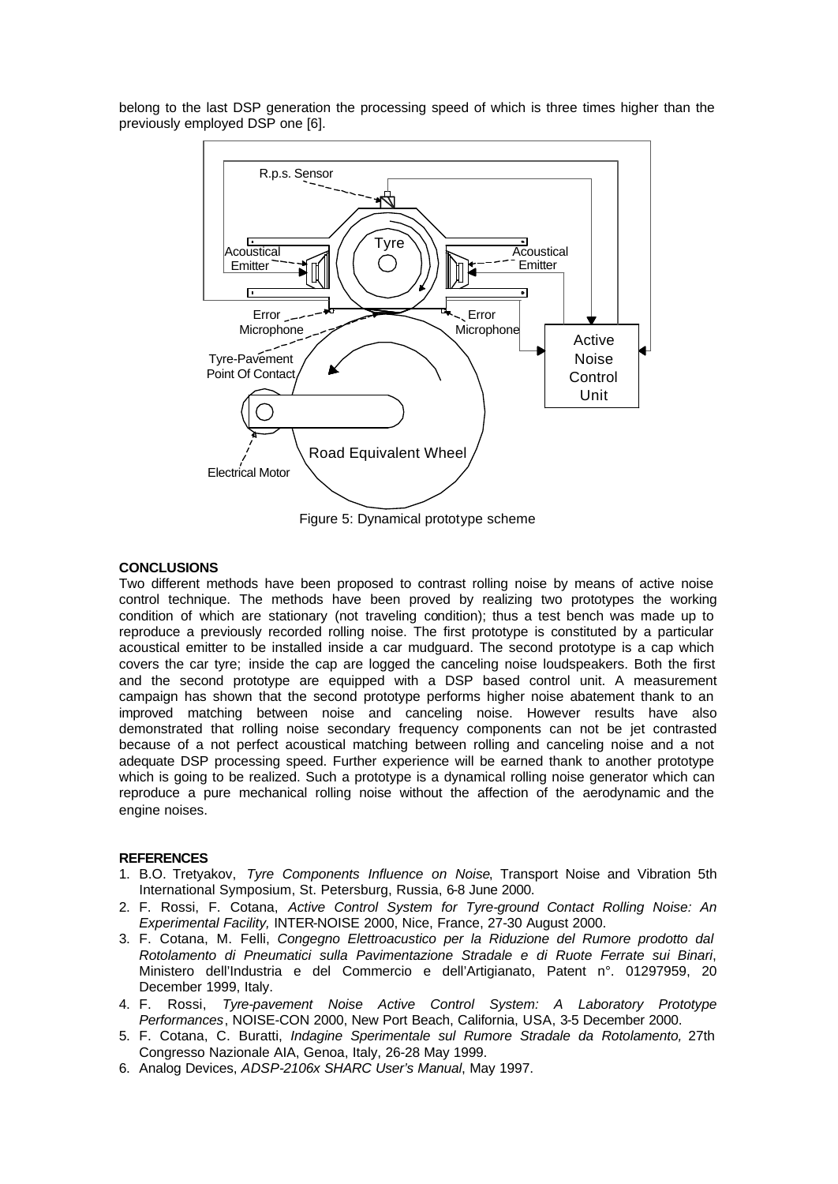belong to the last DSP generation the processing speed of which is three times higher than the previously employed DSP one [6].

R.p.s. Sensor

Tyre

Acoustical Emitter

Acoustical Emitter

Error Microphone

Error Microphone

Tyre-Pavement Point Of Contact

Active Noise Control Unit

Electrical Motor

Road Equivalent Wheel

Figure 5: Dynamical prototype scheme

**CONCLUSIONS**

Two different methods have been proposed to contrast rolling noise by means of active noise control technique. The methods have been proved by realizing two prototypes the working condition of which are stationary (not traveling condition); thus a test bench was made up to reproduce a previously recorded rolling noise. The first prototype is constituted by a particular acoustical emitter to be installed inside a car mudguard. The second prototype is a cap which covers the car tyre; inside the cap are logged the canceling noise loudspeakers. Both the first and the second prototype are equipped with a DSP based control unit. A measurement campaign has shown that the second prototype performs higher noise abatement thank to an improved matching between noise and canceling noise. However results have also demonstrated that rolling noise secondary frequency components can not be jet contrasted because of a not perfect acoustical matching between rolling and canceling noise and a not adequate DSP processing speed. Further experience will be earned thank to another prototype which is going to be realized. Such a prototype is a dynamical rolling noise generator which can reproduce a pure mechanical rolling noise without the affection of the aerodynamic and the engine noises.

**REFERENCES**

1. B.O. Tretyakov, *Tyre Components Influence on Noise*, Transport Noise and Vibration 5th International Symposium, St. Petersburg, Russia, 6-8 June 2000.
2. F. Rossi, F. Cotana, *Active Control System for Tyre-ground Contact Rolling Noise: An Experimental Facility,* INTER-NOISE 2000, Nice, France, 27-30 August 2000.
3. F. Cotana, M. Felli, *Congegno Elettroacustico per la Riduzione del Rumore prodotto dal Rotolamento di Pneumatici sulla Pavimentazione Stradale e di Ruote Ferrate sui Binari*, Ministero dell'Industria e del Commercio e dell'Artigianato, Patent n°. 01297959, 20 December 1999, Italy.
4. F. Rossi, *Tyre-pavement Noise Active Control System: A Laboratory Prototype Performances*, NOISE-CON 2000, New Port Beach, California, USA, 3-5 December 2000.
5. F. Cotana, C. Buratti, *Indagine Sperimentale sul Rumore Stradale da Rotolamento,* 27th Congresso Nazionale AIA, Genoa, Italy, 26-28 May 1999.
6. Analog Devices, *ADSP-2106x SHARC User's Manual*, May 1997.